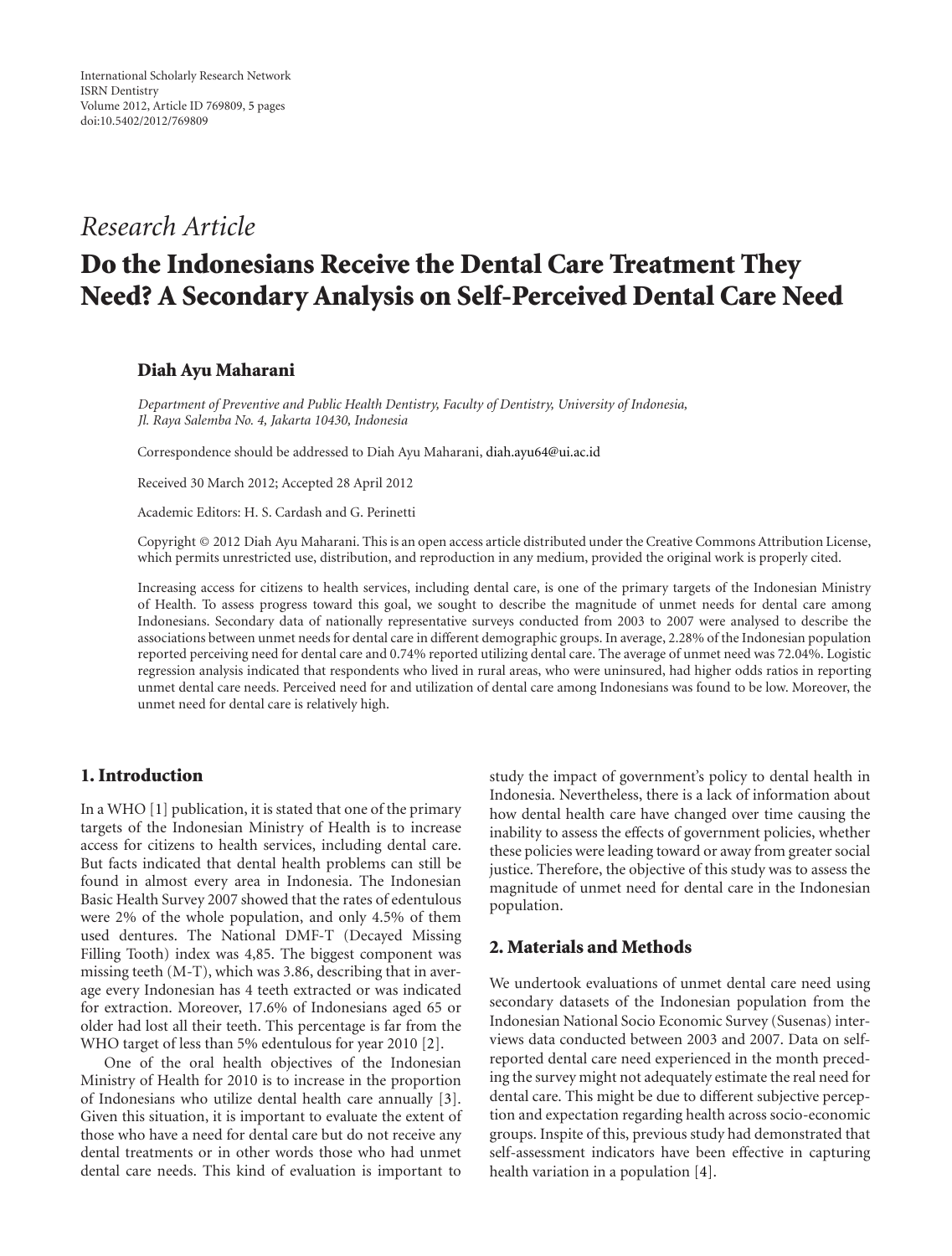International Scholarly Research Network
ISRN Dentistry
Volume 2012, Article ID 769809, 5 pages
doi:10.5402/2012/769809

*Research Article*

# Do the Indonesians Receive the Dental Care Treatment They Need? A Secondary Analysis on Self-Perceived Dental Care Need

**Diah Ayu Maharani**

*Department of Preventive and Public Health Dentistry, Faculty of Dentistry, University of Indonesia, Jl. Raya Salemba No. 4, Jakarta 10430, Indonesia*

Correspondence should be addressed to Diah Ayu Maharani, diah.ayu64@ui.ac.id

Received 30 March 2012; Accepted 28 April 2012

Academic Editors: H. S. Cardash and G. Perinetti

Copyright © 2012 Diah Ayu Maharani. This is an open access article distributed under the Creative Commons Attribution License, which permits unrestricted use, distribution, and reproduction in any medium, provided the original work is properly cited.

Increasing access for citizens to health services, including dental care, is one of the primary targets of the Indonesian Ministry of Health. To assess progress toward this goal, we sought to describe the magnitude of unmet needs for dental care among Indonesians. Secondary data of nationally representative surveys conducted from 2003 to 2007 were analysed to describe the associations between unmet needs for dental care in different demographic groups. In average, 2.28% of the Indonesian population reported perceiving need for dental care and 0.74% reported utilizing dental care. The average of unmet need was 72.04%. Logistic regression analysis indicated that respondents who lived in rural areas, who were uninsured, had higher odds ratios in reporting unmet dental care needs. Perceived need for and utilization of dental care among Indonesians was found to be low. Moreover, the unmet need for dental care is relatively high.

## 1. Introduction

In a WHO [1] publication, it is stated that one of the primary targets of the Indonesian Ministry of Health is to increase access for citizens to health services, including dental care. But facts indicated that dental health problems can still be found in almost every area in Indonesia. The Indonesian Basic Health Survey 2007 showed that the rates of edentulous were 2% of the whole population, and only 4.5% of them used dentures. The National DMF-T (Decayed Missing Filling Tooth) index was 4,85. The biggest component was missing teeth (M-T), which was 3.86, describing that in average every Indonesian has 4 teeth extracted or was indicated for extraction. Moreover, 17.6% of Indonesians aged 65 or older had lost all their teeth. This percentage is far from the WHO target of less than 5% edentulous for year 2010 [2].

One of the oral health objectives of the Indonesian Ministry of Health for 2010 is to increase in the proportion of Indonesians who utilize dental health care annually [3]. Given this situation, it is important to evaluate the extent of those who have a need for dental care but do not receive any dental treatments or in other words those who had unmet dental care needs. This kind of evaluation is important to study the impact of government's policy to dental health in Indonesia. Nevertheless, there is a lack of information about how dental health care have changed over time causing the inability to assess the effects of government policies, whether these policies were leading toward or away from greater social justice. Therefore, the objective of this study was to assess the magnitude of unmet need for dental care in the Indonesian population.

## 2. Materials and Methods

We undertook evaluations of unmet dental care need using secondary datasets of the Indonesian population from the Indonesian National Socio Economic Survey (Susenas) interviews data conducted between 2003 and 2007. Data on self-reported dental care need experienced in the month preceding the survey might not adequately estimate the real need for dental care. This might be due to different subjective perception and expectation regarding health across socio-economic groups. Inspite of this, previous study had demonstrated that self-assessment indicators have been effective in capturing health variation in a population [4].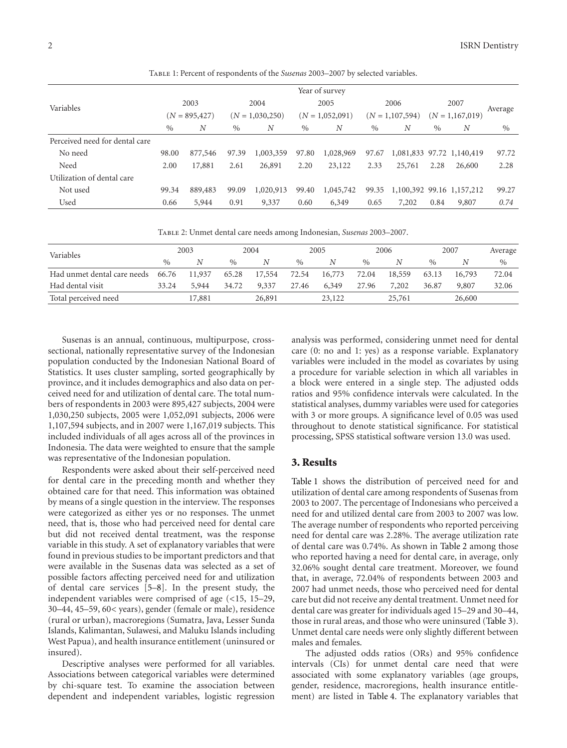Table 1: Percent of respondents of the *Susenas* 2003–2007 by selected variables.

| Variables | 2003 ($N$ = 895,427) | | 2004 ($N$ = 1,030,250) | | 2005 ($N$ = 1,052,091) | | 2006 ($N$ = 1,107,594) | | 2007 ($N$ = 1,167,019) | | Average |
|---|---|---|---|---|---|---|---|---|---|---|---|
| | % | $N$ | % | $N$ | % | $N$ | % | $N$ | % | $N$ | % |
| Perceived need for dental care | | | | | | | | | | | |
| No need | 98.00 | 877,546 | 97.39 | 1,003,359 | 97.80 | 1,028,969 | 97.67 | 1,081,833 | 97.72 | 1,140,419 | 97.72 |
| Need | 2.00 | 17,881 | 2.61 | 26,891 | 2.20 | 23,122 | 2.33 | 25,761 | 2.28 | 26,600 | 2.28 |
| Utilization of dental care | | | | | | | | | | | |
| Not used | 99.34 | 889,483 | 99.09 | 1,020,913 | 99.40 | 1,045,742 | 99.35 | 1,100,392 | 99.16 | 1,157,212 | 99.27 |
| Used | 0.66 | 5,944 | 0.91 | 9,337 | 0.60 | 6,349 | 0.65 | 7,202 | 0.84 | 9,807 | *0.74* |

Table 2: Unmet dental care needs among Indonesian, *Susenas* 2003–2007.

| Variables | 2003 | | 2004 | | 2005 | | 2006 | | 2007 | | Average |
|---|---|---|---|---|---|---|---|---|---|---|---|
| | % | $N$ | % | $N$ | % | $N$ | % | $N$ | % | $N$ | % |
| Had unmet dental care needs | 66.76 | 11,937 | 65.28 | 17,554 | 72.54 | 16,773 | 72.04 | 18,559 | 63.13 | 16,793 | 72.04 |
| Had dental visit | 33.24 | 5,944 | 34.72 | 9,337 | 27.46 | 6,349 | 27.96 | 7,202 | 36.87 | 9,807 | 32.06 |
| Total perceived need | | 17,881 | | 26,891 | | 23,122 | | 25,761 | | 26,600 | |

Susenas is an annual, continuous, multipurpose, cross-sectional, nationally representative survey of the Indonesian population conducted by the Indonesian National Board of Statistics. It uses cluster sampling, sorted geographically by province, and it includes demographics and also data on perceived need for and utilization of dental care. The total numbers of respondents in 2003 were 895,427 subjects, 2004 were 1,030,250 subjects, 2005 were 1,052,091 subjects, 2006 were 1,107,594 subjects, and in 2007 were 1,167,019 subjects. This included individuals of all ages across all of the provinces in Indonesia. The data were weighted to ensure that the sample was representative of the Indonesian population.

Respondents were asked about their self-perceived need for dental care in the preceding month and whether they obtained care for that need. This information was obtained by means of a single question in the interview. The responses were categorized as either yes or no responses. The unmet need, that is, those who had perceived need for dental care but did not received dental treatment, was the response variable in this study. A set of explanatory variables that were found in previous studies to be important predictors and that were available in the Susenas data was selected as a set of possible factors affecting perceived need for and utilization of dental care services [5–8]. In the present study, the independent variables were comprised of age (<15, 15–29, 30–44, 45–59, 60< years), gender (female or male), residence (rural or urban), macroregions (Sumatra, Java, Lesser Sunda Islands, Kalimantan, Sulawesi, and Maluku Islands including West Papua), and health insurance entitlement (uninsured or insured).

Descriptive analyses were performed for all variables. Associations between categorical variables were determined by chi-square test. To examine the association between dependent and independent variables, logistic regression analysis was performed, considering unmet need for dental care (0: no and 1: yes) as a response variable. Explanatory variables were included in the model as covariates by using a procedure for variable selection in which all variables in a block were entered in a single step. The adjusted odds ratios and 95% confidence intervals were calculated. In the statistical analyses, dummy variables were used for categories with 3 or more groups. A significance level of 0.05 was used throughout to denote statistical significance. For statistical processing, SPSS statistical software version 13.0 was used.

## 3. Results

Table 1 shows the distribution of perceived need for and utilization of dental care among respondents of Susenas from 2003 to 2007. The percentage of Indonesians who perceived a need for and utilized dental care from 2003 to 2007 was low. The average number of respondents who reported perceiving need for dental care was 2.28%. The average utilization rate of dental care was 0.74%. As shown in Table 2 among those who reported having a need for dental care, in average, only 32.06% sought dental care treatment. Moreover, we found that, in average, 72.04% of respondents between 2003 and 2007 had unmet needs, those who perceived need for dental care but did not receive any dental treatment. Unmet need for dental care was greater for individuals aged 15–29 and 30–44, those in rural areas, and those who were uninsured (Table 3). Unmet dental care needs were only slightly different between males and females.

The adjusted odds ratios (ORs) and 95% confidence intervals (CIs) for unmet dental care need that were associated with some explanatory variables (age groups, gender, residence, macroregions, health insurance entitlement) are listed in Table 4. The explanatory variables that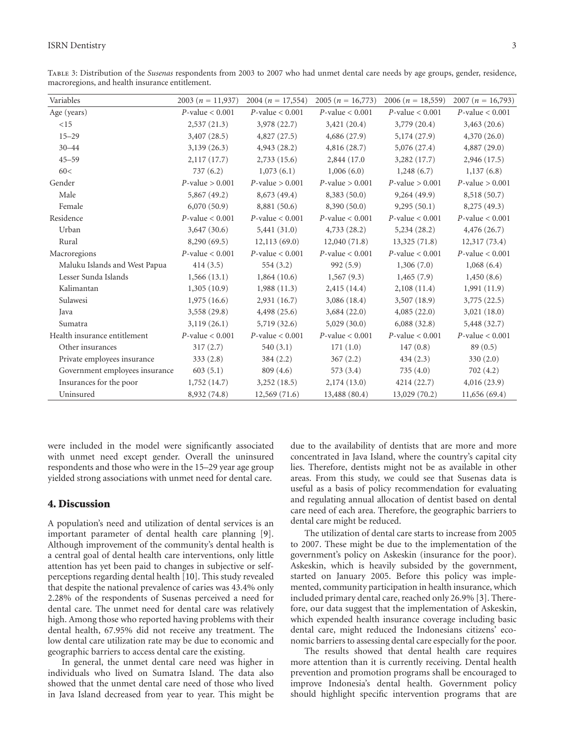Table 3: Distribution of the *Susenas* respondents from 2003 to 2007 who had unmet dental care needs by age groups, gender, residence, macroregions, and health insurance entitlement.

| Variables | 2003 ($n = 11,937$) | 2004 ($n = 17,554$) | 2005 ($n = 16,773$) | 2006 ($n = 18,559$) | 2007 ($n = 16,793$) |
|---|---|---|---|---|---|
| Age (years) | $P$-value < 0.001 | $P$-value < 0.001 | $P$-value < 0.001 | $P$-value < 0.001 | $P$-value < 0.001 |
| <15 | 2,537 (21.3) | 3,978 (22.7) | 3,421 (20.4) | 3,779 (20.4) | 3,463 (20.6) |
| 15–29 | 3,407 (28.5) | 4,827 (27.5) | 4,686 (27.9) | 5,174 (27.9) | 4,370 (26.0) |
| 30–44 | 3,139 (26.3) | 4,943 (28.2) | 4,816 (28.7) | 5,076 (27.4) | 4,887 (29.0) |
| 45–59 | 2,117 (17.7) | 2,733 (15.6) | 2,844 (17.0 | 3,282 (17.7) | 2,946 (17.5) |
| 60< | 737 (6.2) | 1,073 (6.1) | 1,006 (6.0) | 1,248 (6.7) | 1,137 (6.8) |
| Gender | $P$-value > 0.001 | $P$-value > 0.001 | $P$-value > 0.001 | $P$-value > 0.001 | $P$-value > 0.001 |
| Male | 5,867 (49.2) | 8,673 (49.4) | 8,383 (50.0) | 9,264 (49.9) | 8,518 (50.7) |
| Female | 6,070 (50.9) | 8,881 (50.6) | 8,390 (50.0) | 9,295 (50.1) | 8,275 (49.3) |
| Residence | $P$-value < 0.001 | $P$-value < 0.001 | $P$-value < 0.001 | $P$-value < 0.001 | $P$-value < 0.001 |
| Urban | 3,647 (30.6) | 5,441 (31.0) | 4,733 (28.2) | 5,234 (28.2) | 4,476 (26.7) |
| Rural | 8,290 (69.5) | 12,113 (69.0) | 12,040 (71.8) | 13,325 (71.8) | 12,317 (73.4) |
| Macroregions | $P$-value < 0.001 | $P$-value < 0.001 | $P$-value < 0.001 | $P$-value < 0.001 | $P$-value < 0.001 |
| Maluku Islands and West Papua | 414 (3.5) | 554 (3.2) | 992 (5.9) | 1,306 (7.0) | 1,068 (6.4) |
| Lesser Sunda Islands | 1,566 (13.1) | 1,864 (10.6) | 1,567 (9.3) | 1,465 (7.9) | 1,450 (8.6) |
| Kalimantan | 1,305 (10.9) | 1,988 (11.3) | 2,415 (14.4) | 2,108 (11.4) | 1,991 (11.9) |
| Sulawesi | 1,975 (16.6) | 2,931 (16.7) | 3,086 (18.4) | 3,507 (18.9) | 3,775 (22.5) |
| Java | 3,558 (29.8) | 4,498 (25.6) | 3,684 (22.0) | 4,085 (22.0) | 3,021 (18.0) |
| Sumatra | 3,119 (26.1) | 5,719 (32.6) | 5,029 (30.0) | 6,088 (32.8) | 5,448 (32.7) |
| Health insurance entitlement | $P$-value < 0.001 | $P$-value < 0.001 | $P$-value < 0.001 | $P$-value < 0.001 | $P$-value < 0.001 |
| Other insurances | 317 (2.7) | 540 (3.1) | 171 (1.0) | 147 (0.8) | 89 (0.5) |
| Private employees insurance | 333 (2.8) | 384 (2.2) | 367 (2.2) | 434 (2.3) | 330 (2.0) |
| Government employees insurance | 603 (5.1) | 809 (4.6) | 573 (3.4) | 735 (4.0) | 702 (4.2) |
| Insurances for the poor | 1,752 (14.7) | 3,252 (18.5) | 2,174 (13.0) | 4214 (22.7) | 4,016 (23.9) |
| Uninsured | 8,932 (74.8) | 12,569 (71.6) | 13,488 (80.4) | 13,029 (70.2) | 11,656 (69.4) |

were included in the model were significantly associated with unmet need except gender. Overall the uninsured respondents and those who were in the 15–29 year age group yielded strong associations with unmet need for dental care.

## 4. Discussion

A population's need and utilization of dental services is an important parameter of dental health care planning [9]. Although improvement of the community's dental health is a central goal of dental health care interventions, only little attention has yet been paid to changes in subjective or self-perceptions regarding dental health [10]. This study revealed that despite the national prevalence of caries was 43.4% only 2.28% of the respondents of Susenas perceived a need for dental care. The unmet need for dental care was relatively high. Among those who reported having problems with their dental health, 67.95% did not receive any treatment. The low dental care utilization rate may be due to economic and geographic barriers to access dental care the existing.

In general, the unmet dental care need was higher in individuals who lived on Sumatra Island. The data also showed that the unmet dental care need of those who lived in Java Island decreased from year to year. This might be due to the availability of dentists that are more and more concentrated in Java Island, where the country's capital city lies. Therefore, dentists might not be as available in other areas. From this study, we could see that Susenas data is useful as a basis of policy recommendation for evaluating and regulating annual allocation of dentist based on dental care need of each area. Therefore, the geographic barriers to dental care might be reduced.

The utilization of dental care starts to increase from 2005 to 2007. These might be due to the implementation of the government's policy on Askeskin (insurance for the poor). Askeskin, which is heavily subsided by the government, started on January 2005. Before this policy was implemented, community participation in health insurance, which included primary dental care, reached only 26.9% [3]. Therefore, our data suggest that the implementation of Askeskin, which expended health insurance coverage including basic dental care, might reduced the Indonesians citizens' economic barriers to assessing dental care especially for the poor.

The results showed that dental health care requires more attention than it is currently receiving. Dental health prevention and promotion programs shall be encouraged to improve Indonesia's dental health. Government policy should highlight specific intervention programs that are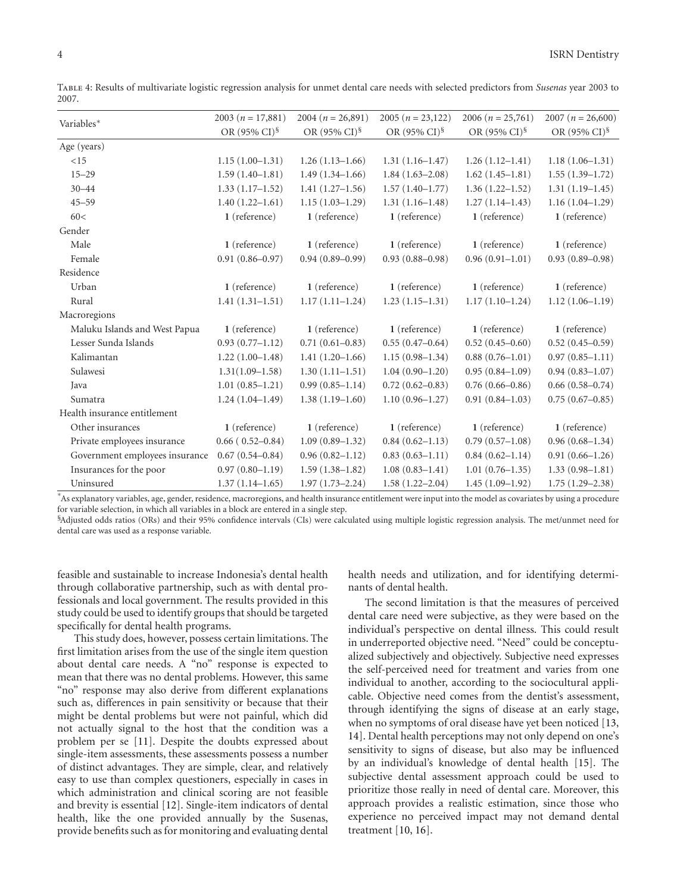Table 4: Results of multivariate logistic regression analysis for unmet dental care needs with selected predictors from *Susenas* year 2003 to 2007.

| Variables* | 2003 ($n = 17,881$) OR (95% CI)[§] | 2004 ($n = 26,891$) OR (95% CI)[§] | 2005 ($n = 23,122$) OR (95% CI)[§] | 2006 ($n = 25,761$) OR (95% CI)[§] | 2007 ($n = 26,600$) OR (95% CI)[§] |
|---|---|---|---|---|---|
| Age (years) | | | | | |
| <15 | 1.15 (1.00–1.31) | 1.26 (1.13–1.66) | 1.31 (1.16–1.47) | 1.26 (1.12–1.41) | 1.18 (1.06–1.31) |
| 15–29 | 1.59 (1.40–1.81) | 1.49 (1.34–1.66) | 1.84 (1.63–2.08) | 1.62 (1.45–1.81) | 1.55 (1.39–1.72) |
| 30–44 | 1.33 (1.17–1.52) | 1.41 (1.27–1.56) | 1.57 (1.40–1.77) | 1.36 (1.22–1.52) | 1.31 (1.19–1.45) |
| 45–59 | 1.40 (1.22–1.61) | 1.15 (1.03–1.29) | 1.31 (1.16–1.48) | 1.27 (1.14–1.43) | 1.16 (1.04–1.29) |
| 60< | **1** (reference) | **1** (reference) | **1** (reference) | **1** (reference) | **1** (reference) |
| Gender | | | | | |
| Male | **1** (reference) | **1** (reference) | **1** (reference) | **1** (reference) | **1** (reference) |
| Female | 0.91 (0.86–0.97) | 0.94 (0.89–0.99) | 0.93 (0.88–0.98) | 0.96 (0.91–1.01) | 0.93 (0.89–0.98) |
| Residence | | | | | |
| Urban | **1** (reference) | **1** (reference) | **1** (reference) | **1** (reference) | **1** (reference) |
| Rural | 1.41 (1.31–1.51) | 1.17 (1.11–1.24) | 1.23 (1.15–1.31) | 1.17 (1.10–1.24) | 1.12 (1.06–1.19) |
| Macroregions | | | | | |
| Maluku Islands and West Papua | **1** (reference) | **1** (reference) | **1** (reference) | **1** (reference) | **1** (reference) |
| Lesser Sunda Islands | 0.93 (0.77–1.12) | 0.71 (0.61–0.83) | 0.55 (0.47–0.64) | 0.52 (0.45–0.60) | 0.52 (0.45–0.59) |
| Kalimantan | 1.22 (1.00–1.48) | 1.41 (1.20–1.66) | 1.15 (0.98–1.34) | 0.88 (0.76–1.01) | 0.97 (0.85–1.11) |
| Sulawesi | 1.31(1.09–1.58) | 1.30 (1.11–1.51) | 1.04 (0.90–1.20) | 0.95 (0.84–1.09) | 0.94 (0.83–1.07) |
| Java | 1.01 (0.85–1.21) | 0.99 (0.85–1.14) | 0.72 (0.62–0.83) | 0.76 (0.66–0.86) | 0.66 (0.58–0.74) |
| Sumatra | 1.24 (1.04–1.49) | 1.38 (1.19–1.60) | 1.10 (0.96–1.27) | 0.91 (0.84–1.03) | 0.75 (0.67–0.85) |
| Health insurance entitlement | | | | | |
| Other insurances | **1** (reference) | **1** (reference) | **1** (reference) | **1** (reference) | **1** (reference) |
| Private employees insurance | 0.66 ( 0.52–0.84) | 1.09 (0.89–1.32) | 0.84 (0.62–1.13) | 0.79 (0.57–1.08) | 0.96 (0.68–1.34) |
| Government employees insurance | 0.67 (0.54–0.84) | 0.96 (0.82–1.12) | 0.83 (0.63–1.11) | 0.84 (0.62–1.14) | 0.91 (0.66–1.26) |
| Insurances for the poor | 0.97 (0.80–1.19) | 1.59 (1.38–1.82) | 1.08 (0.83–1.41) | 1.01 (0.76–1.35) | 1.33 (0.98–1.81) |
| Uninsured | 1.37 (1.14–1.65) | 1.97 (1.73–2.24) | 1.58 (1.22–2.04) | 1.45 (1.09–1.92) | 1.75 (1.29–2.38) |

*As explanatory variables, age, gender, residence, macroregions, and health insurance entitlement were input into the model as covariates by using a procedure for variable selection, in which all variables in a block are entered in a single step.

§Adjusted odds ratios (ORs) and their 95% confidence intervals (CIs) were calculated using multiple logistic regression analysis. The met/unmet need for dental care was used as a response variable.

feasible and sustainable to increase Indonesia's dental health through collaborative partnership, such as with dental professionals and local government. The results provided in this study could be used to identify groups that should be targeted specifically for dental health programs.

This study does, however, possess certain limitations. The first limitation arises from the use of the single item question about dental care needs. A "no" response is expected to mean that there was no dental problems. However, this same "no" response may also derive from different explanations such as, differences in pain sensitivity or because that their might be dental problems but were not painful, which did not actually signal to the host that the condition was a problem per se [11]. Despite the doubts expressed about single-item assessments, these assessments possess a number of distinct advantages. They are simple, clear, and relatively easy to use than complex questioners, especially in cases in which administration and clinical scoring are not feasible and brevity is essential [12]. Single-item indicators of dental health, like the one provided annually by the Susenas, provide benefits such as for monitoring and evaluating dental health needs and utilization, and for identifying determinants of dental health.

The second limitation is that the measures of perceived dental care need were subjective, as they were based on the individual's perspective on dental illness. This could result in underreported objective need. "Need" could be conceptualized subjectively and objectively. Subjective need expresses the self-perceived need for treatment and varies from one individual to another, according to the sociocultural applicable. Objective need comes from the dentist's assessment, through identifying the signs of disease at an early stage, when no symptoms of oral disease have yet been noticed [13, 14]. Dental health perceptions may not only depend on one's sensitivity to signs of disease, but also may be influenced by an individual's knowledge of dental health [15]. The subjective dental assessment approach could be used to prioritize those really in need of dental care. Moreover, this approach provides a realistic estimation, since those who experience no perceived impact may not demand dental treatment [10, 16].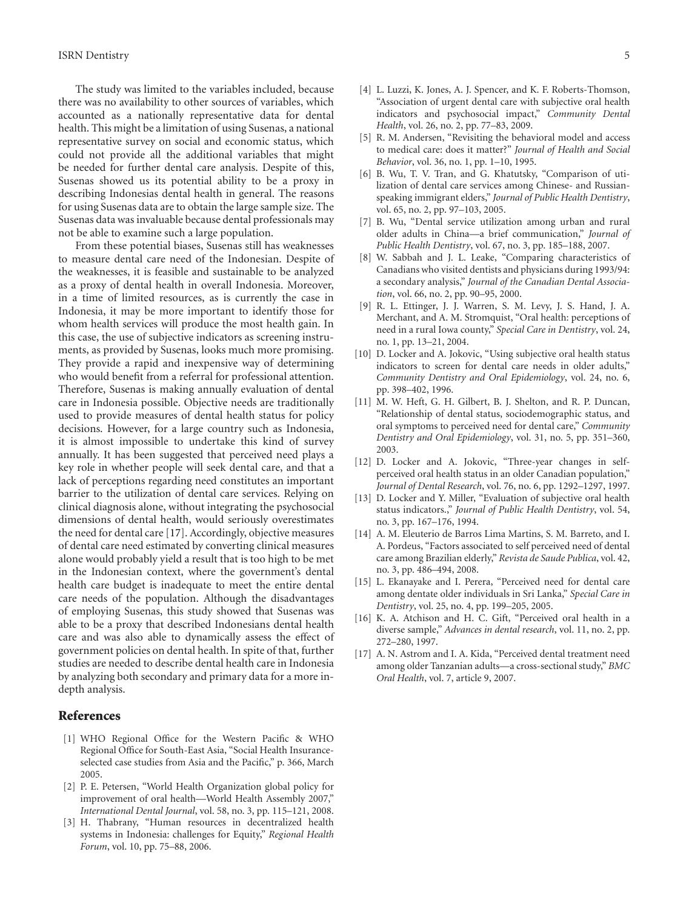The study was limited to the variables included, because there was no availability to other sources of variables, which accounted as a nationally representative data for dental health. This might be a limitation of using Susenas, a national representative survey on social and economic status, which could not provide all the additional variables that might be needed for further dental care analysis. Despite of this, Susenas showed us its potential ability to be a proxy in describing Indonesias dental health in general. The reasons for using Susenas data are to obtain the large sample size. The Susenas data was invaluable because dental professionals may not be able to examine such a large population.

From these potential biases, Susenas still has weaknesses to measure dental care need of the Indonesian. Despite of the weaknesses, it is feasible and sustainable to be analyzed as a proxy of dental health in overall Indonesia. Moreover, in a time of limited resources, as is currently the case in Indonesia, it may be more important to identify those for whom health services will produce the most health gain. In this case, the use of subjective indicators as screening instruments, as provided by Susenas, looks much more promising. They provide a rapid and inexpensive way of determining who would benefit from a referral for professional attention. Therefore, Susenas is making annually evaluation of dental care in Indonesia possible. Objective needs are traditionally used to provide measures of dental health status for policy decisions. However, for a large country such as Indonesia, it is almost impossible to undertake this kind of survey annually. It has been suggested that perceived need plays a key role in whether people will seek dental care, and that a lack of perceptions regarding need constitutes an important barrier to the utilization of dental care services. Relying on clinical diagnosis alone, without integrating the psychosocial dimensions of dental health, would seriously overestimates the need for dental care [17]. Accordingly, objective measures of dental care need estimated by converting clinical measures alone would probably yield a result that is too high to be met in the Indonesian context, where the government's dental health care budget is inadequate to meet the entire dental care needs of the population. Although the disadvantages of employing Susenas, this study showed that Susenas was able to be a proxy that described Indonesians dental health care and was also able to dynamically assess the effect of government policies on dental health. In spite of that, further studies are needed to describe dental health care in Indonesia by analyzing both secondary and primary data for a more in-depth analysis.

## References

[1] WHO Regional Office for the Western Pacific & WHO Regional Office for South-East Asia, "Social Health Insurance-selected case studies from Asia and the Pacific," p. 366, March 2005.

[2] P. E. Petersen, "World Health Organization global policy for improvement of oral health—World Health Assembly 2007," *International Dental Journal*, vol. 58, no. 3, pp. 115–121, 2008.

[3] H. Thabrany, "Human resources in decentralized health systems in Indonesia: challenges for Equity," *Regional Health Forum*, vol. 10, pp. 75–88, 2006.

[4] L. Luzzi, K. Jones, A. J. Spencer, and K. F. Roberts-Thomson, "Association of urgent dental care with subjective oral health indicators and psychosocial impact," *Community Dental Health*, vol. 26, no. 2, pp. 77–83, 2009.

[5] R. M. Andersen, "Revisiting the behavioral model and access to medical care: does it matter?" *Journal of Health and Social Behavior*, vol. 36, no. 1, pp. 1–10, 1995.

[6] B. Wu, T. V. Tran, and G. Khatutsky, "Comparison of utilization of dental care services among Chinese- and Russian-speaking immigrant elders," *Journal of Public Health Dentistry*, vol. 65, no. 2, pp. 97–103, 2005.

[7] B. Wu, "Dental service utilization among urban and rural older adults in China—a brief communication," *Journal of Public Health Dentistry*, vol. 67, no. 3, pp. 185–188, 2007.

[8] W. Sabbah and J. L. Leake, "Comparing characteristics of Canadians who visited dentists and physicians during 1993/94: a secondary analysis," *Journal of the Canadian Dental Association*, vol. 66, no. 2, pp. 90–95, 2000.

[9] R. L. Ettinger, J. J. Warren, S. M. Levy, J. S. Hand, J. A. Merchant, and A. M. Stromquist, "Oral health: perceptions of need in a rural Iowa county," *Special Care in Dentistry*, vol. 24, no. 1, pp. 13–21, 2004.

[10] D. Locker and A. Jokovic, "Using subjective oral health status indicators to screen for dental care needs in older adults," *Community Dentistry and Oral Epidemiology*, vol. 24, no. 6, pp. 398–402, 1996.

[11] M. W. Heft, G. H. Gilbert, B. J. Shelton, and R. P. Duncan, "Relationship of dental status, sociodemographic status, and oral symptoms to perceived need for dental care," *Community Dentistry and Oral Epidemiology*, vol. 31, no. 5, pp. 351–360, 2003.

[12] D. Locker and A. Jokovic, "Three-year changes in self-perceived oral health status in an older Canadian population," *Journal of Dental Research*, vol. 76, no. 6, pp. 1292–1297, 1997.

[13] D. Locker and Y. Miller, "Evaluation of subjective oral health status indicators.," *Journal of Public Health Dentistry*, vol. 54, no. 3, pp. 167–176, 1994.

[14] A. M. Eleuterio de Barros Lima Martins, S. M. Barreto, and I. A. Pordeus, "Factors associated to self perceived need of dental care among Brazilian elderly," *Revista de Saude Publica*, vol. 42, no. 3, pp. 486–494, 2008.

[15] L. Ekanayake and I. Perera, "Perceived need for dental care among dentate older individuals in Sri Lanka," *Special Care in Dentistry*, vol. 25, no. 4, pp. 199–205, 2005.

[16] K. A. Atchison and H. C. Gift, "Perceived oral health in a diverse sample," *Advances in dental research*, vol. 11, no. 2, pp. 272–280, 1997.

[17] A. N. Astrom and I. A. Kida, "Perceived dental treatment need among older Tanzanian adults—a cross-sectional study," *BMC Oral Health*, vol. 7, article 9, 2007.